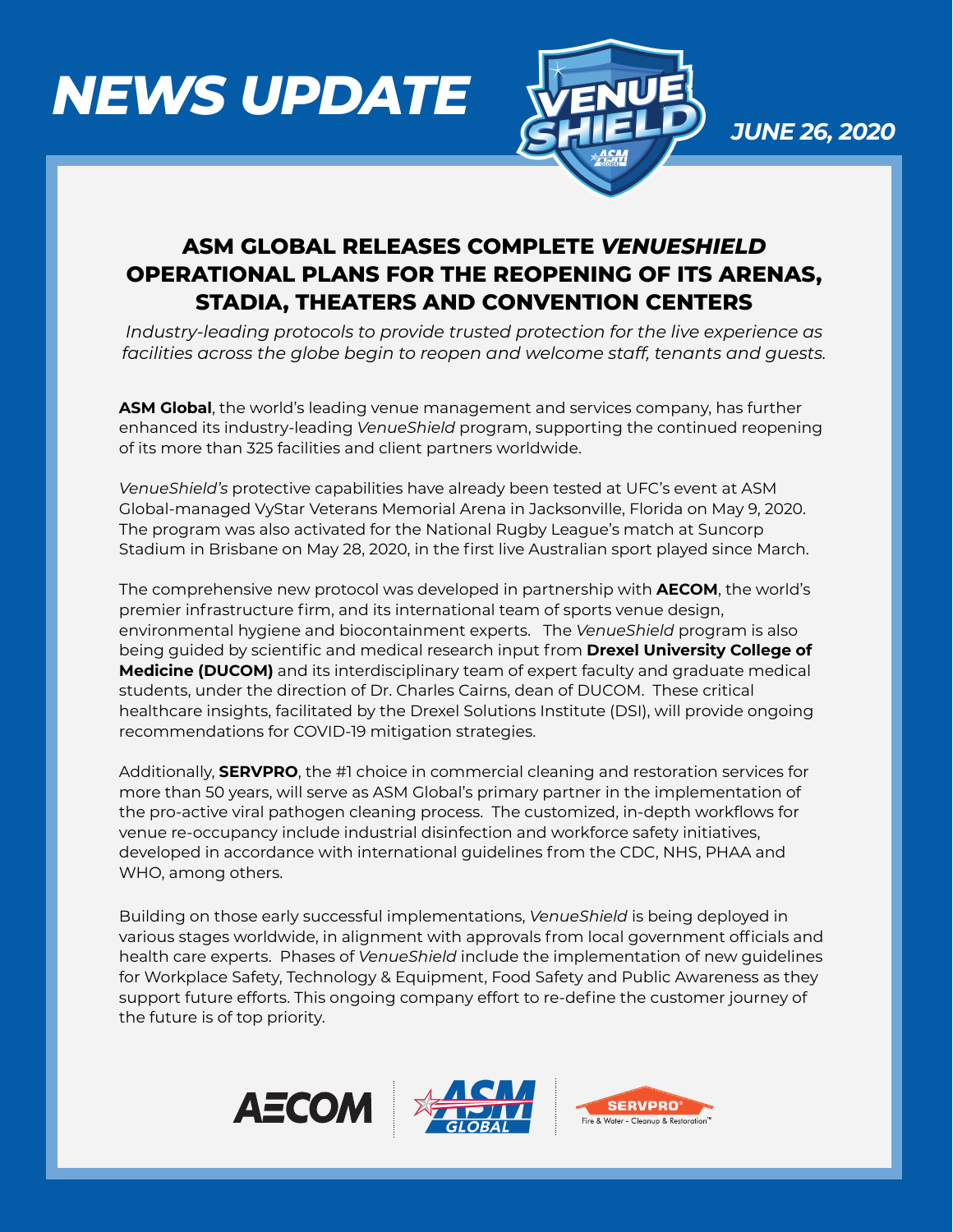# NEWS UPDATE

*JUNE 26, 2020*

## ASM GLOBAL RELEASES COMPLETE *VENUESHIELD* OPERATIONAL PLANS FOR THE REOPENING OF ITS ARENAS, STADIA, THEATERS AND CONVENTION CENTERS

*Industry-leading protocols to provide trusted protection for the live experience as facilities across the globe begin to reopen and welcome staff, tenants and guests.*

**ASM Global**, the world's leading venue management and services company, has further enhanced its industry-leading *VenueShield* program, supporting the continued reopening of its more than 325 facilities and client partners worldwide.

*VenueShield's* protective capabilities have already been tested at UFC's event at ASM Global-managed VyStar Veterans Memorial Arena in Jacksonville, Florida on May 9, 2020. The program was also activated for the National Rugby League's match at Suncorp Stadium in Brisbane on May 28, 2020, in the first live Australian sport played since March.

The comprehensive new protocol was developed in partnership with **AECOM**, the world's premier infrastructure firm, and its international team of sports venue design, environmental hygiene and biocontainment experts. The *VenueShield* program is also being guided by scientific and medical research input from **Drexel University College of Medicine (DUCOM)** and its interdisciplinary team of expert faculty and graduate medical students, under the direction of Dr. Charles Cairns, dean of DUCOM. These critical healthcare insights, facilitated by the Drexel Solutions Institute (DSI), will provide ongoing recommendations for COVID-19 mitigation strategies.

Additionally, **SERVPRO**, the #1 choice in commercial cleaning and restoration services for more than 50 years, will serve as ASM Global's primary partner in the implementation of the pro-active viral pathogen cleaning process. The customized, in-depth workflows for venue re-occupancy include industrial disinfection and workforce safety initiatives, developed in accordance with international guidelines from the CDC, NHS, PHAA and WHO, among others.

Building on those early successful implementations, *VenueShield* is being deployed in various stages worldwide, in alignment with approvals from local government officials and health care experts. Phases of *VenueShield* include the implementation of new guidelines for Workplace Safety, Technology & Equipment, Food Safety and Public Awareness as they support future efforts. This ongoing company effort to re-define the customer journey of the future is of top priority.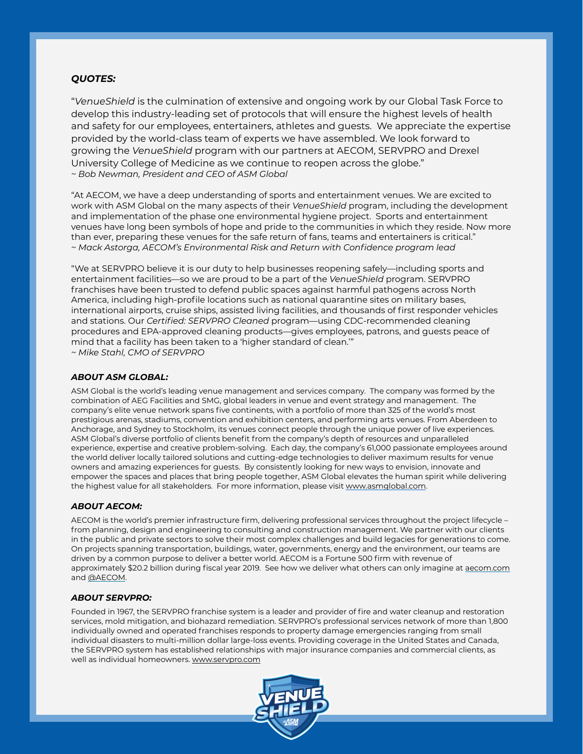***QUOTES:***

"*VenueShield* is the culmination of extensive and ongoing work by our Global Task Force to develop this industry-leading set of protocols that will ensure the highest levels of health and safety for our employees, entertainers, athletes and guests. We appreciate the expertise provided by the world-class team of experts we have assembled. We look forward to growing the *VenueShield* program with our partners at AECOM, SERVPRO and Drexel University College of Medicine as we continue to reopen across the globe."
*~ Bob Newman, President and CEO of ASM Global*

"At AECOM, we have a deep understanding of sports and entertainment venues. We are excited to work with ASM Global on the many aspects of their *VenueShield* program, including the development and implementation of the phase one environmental hygiene project. Sports and entertainment venues have long been symbols of hope and pride to the communities in which they reside. Now more than ever, preparing these venues for the safe return of fans, teams and entertainers is critical."
*~ Mack Astorga, AECOM's Environmental Risk and Return with Confidence program lead*

"We at SERVPRO believe it is our duty to help businesses reopening safely—including sports and entertainment facilities—so we are proud to be a part of the *VenueShield* program. SERVPRO franchises have been trusted to defend public spaces against harmful pathogens across North America, including high-profile locations such as national quarantine sites on military bases, international airports, cruise ships, assisted living facilities, and thousands of first responder vehicles and stations. Our *Certified: SERVPRO Cleaned* program—using CDC-recommended cleaning procedures and EPA-approved cleaning products—gives employees, patrons, and guests peace of mind that a facility has been taken to a 'higher standard of clean.'"
*~ Mike Stahl, CMO of SERVPRO*

***ABOUT ASM GLOBAL:***

ASM Global is the world's leading venue management and services company. The company was formed by the combination of AEG Facilities and SMG, global leaders in venue and event strategy and management. The company's elite venue network spans five continents, with a portfolio of more than 325 of the world's most prestigious arenas, stadiums, convention and exhibition centers, and performing arts venues. From Aberdeen to Anchorage, and Sydney to Stockholm, its venues connect people through the unique power of live experiences. ASM Global's diverse portfolio of clients benefit from the company's depth of resources and unparalleled experience, expertise and creative problem-solving. Each day, the company's 61,000 passionate employees around the world deliver locally tailored solutions and cutting-edge technologies to deliver maximum results for venue owners and amazing experiences for guests. By consistently looking for new ways to envision, innovate and empower the spaces and places that bring people together, ASM Global elevates the human spirit while delivering the highest value for all stakeholders. For more information, please visit www.asmglobal.com.

***ABOUT AECOM:***

AECOM is the world's premier infrastructure firm, delivering professional services throughout the project lifecycle – from planning, design and engineering to consulting and construction management. We partner with our clients in the public and private sectors to solve their most complex challenges and build legacies for generations to come. On projects spanning transportation, buildings, water, governments, energy and the environment, our teams are driven by a common purpose to deliver a better world. AECOM is a Fortune 500 firm with revenue of approximately $20.2 billion during fiscal year 2019. See how we deliver what others can only imagine at aecom.com and @AECOM.

***ABOUT SERVPRO:***

Founded in 1967, the SERVPRO franchise system is a leader and provider of fire and water cleanup and restoration services, mold mitigation, and biohazard remediation. SERVPRO's professional services network of more than 1,800 individually owned and operated franchises responds to property damage emergencies ranging from small individual disasters to multi-million dollar large-loss events. Providing coverage in the United States and Canada, the SERVPRO system has established relationships with major insurance companies and commercial clients, as well as individual homeowners. www.servpro.com